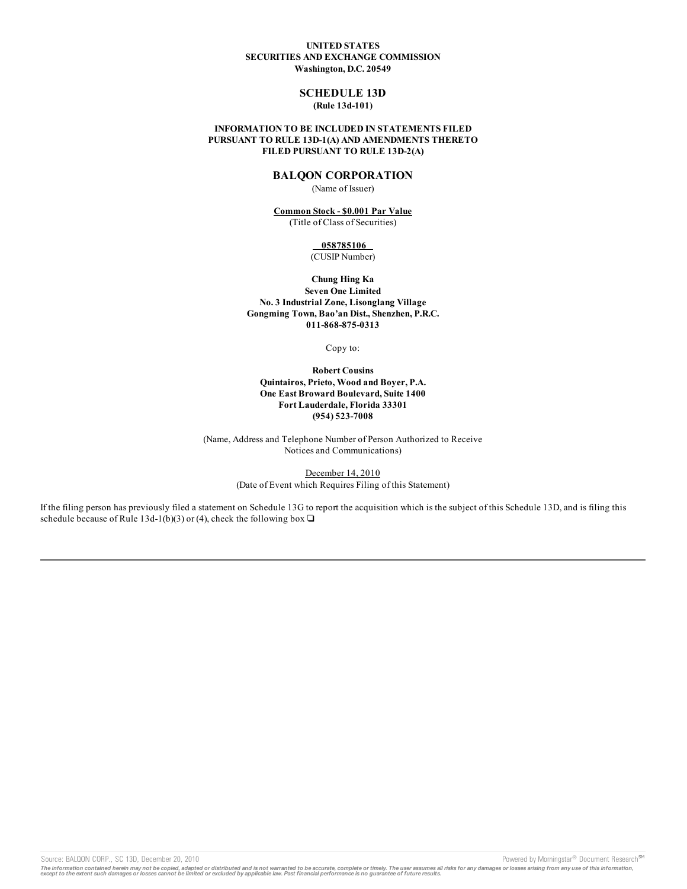**UNITED STATES**
**SECURITIES AND EXCHANGE COMMISSION**
**Washington, D.C. 20549**

# SCHEDULE 13D

**(Rule 13d-101)**

**INFORMATION TO BE INCLUDED IN STATEMENTS FILED PURSUANT TO RULE 13D-1(A) AND AMENDMENTS THERETO FILED PURSUANT TO RULE 13D-2(A)**

## BALQON CORPORATION

(Name of Issuer)

**Common Stock - $0.001 Par Value**
(Title of Class of Securities)

**058785106**
(CUSIP Number)

**Chung Hing Ka**
**Seven One Limited**
**No. 3 Industrial Zone, Lisonglang Village**
**Gongming Town, Bao'an Dist., Shenzhen, P.R.C.**
**011-868-875-0313**

Copy to:

**Robert Cousins**
**Quintairos, Prieto, Wood and Boyer, P.A.**
**One East Broward Boulevard, Suite 1400**
**Fort Lauderdale, Florida 33301**
**(954) 523-7008**

(Name, Address and Telephone Number of Person Authorized to Receive Notices and Communications)

December 14, 2010
(Date of Event which Requires Filing of this Statement)

If the filing person has previously filed a statement on Schedule 13G to report the acquisition which is the subject of this Schedule 13D, and is filing this schedule because of Rule 13d-1(b)(3) or (4), check the following box ❑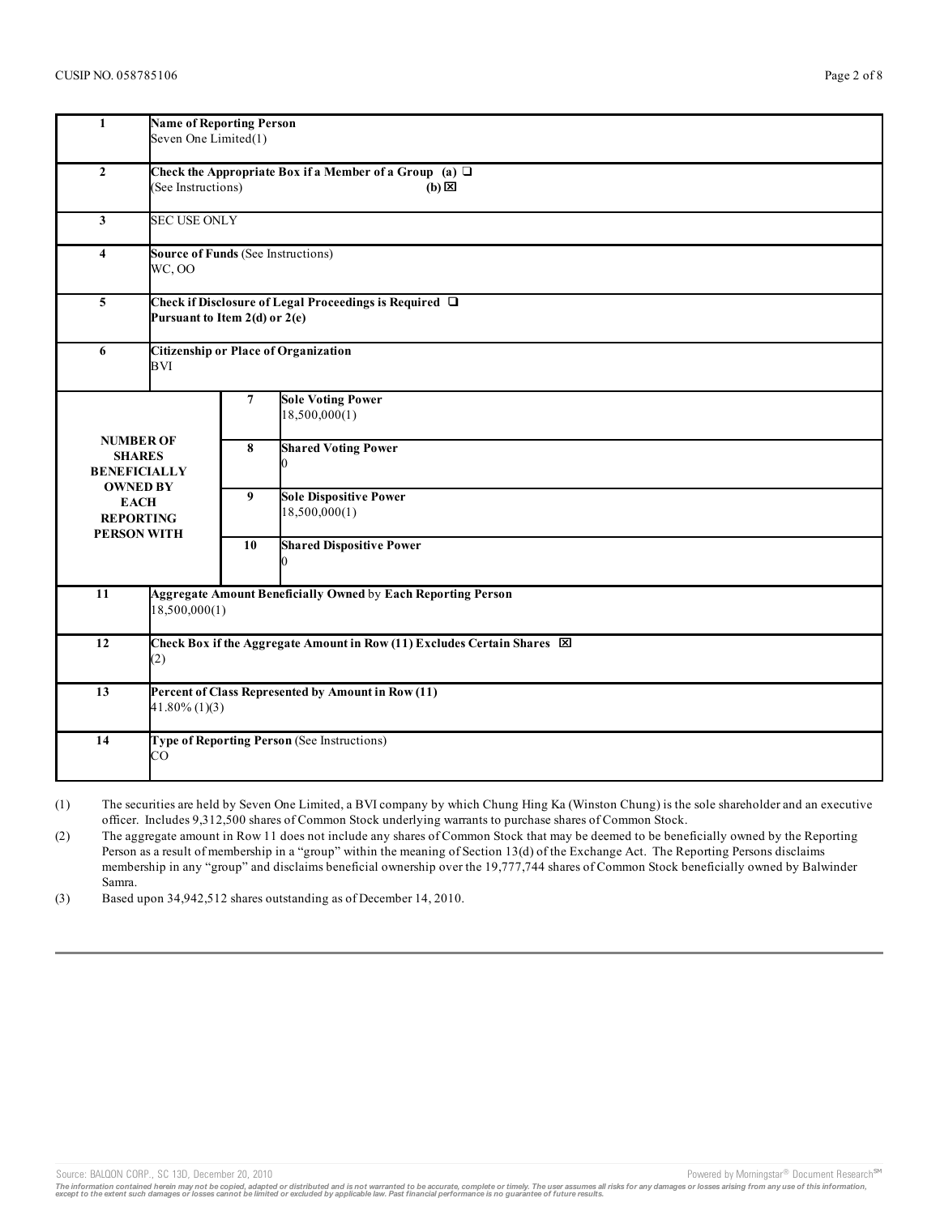CUSIP NO. 058785106

| | | | |
|---|---|---|---|
| 1 | **Name of Reporting Person**<br>Seven One Limited(1) | | |
| 2 | **Check the Appropriate Box if a Member of a Group (a)** ❑<br>(See Instructions) **(b)** ☒ | | |
| 3 | SEC USE ONLY | | |
| 4 | **Source of Funds** (See Instructions)<br>WC, OO | | |
| 5 | **Check if Disclosure of Legal Proceedings is Required** ❑<br>**Pursuant to Item 2(d) or 2(e)** | | |
| 6 | **Citizenship or Place of Organization**<br>BVI | | |
| **NUMBER OF SHARES BENEFICIALLY OWNED BY EACH REPORTING PERSON WITH** | | 7 | **Sole Voting Power**<br>18,500,000(1) |
| | | 8 | **Shared Voting Power**<br>0 |
| | | 9 | **Sole Dispositive Power**<br>18,500,000(1) |
| | | 10 | **Shared Dispositive Power**<br>0 |
| 11 | **Aggregate Amount Beneficially Owned** by **Each Reporting Person**<br>18,500,000(1) | | |
| 12 | **Check Box if the Aggregate Amount in Row (11) Excludes Certain Shares** ☒<br>(2) | | |
| 13 | **Percent of Class Represented by Amount in Row (11)**<br>41.80% (1)(3) | | |
| 14 | **Type of Reporting Person** (See Instructions)<br>CO | | |

(1) The securities are held by Seven One Limited, a BVI company by which Chung Hing Ka (Winston Chung) is the sole shareholder and an executive officer. Includes 9,312,500 shares of Common Stock underlying warrants to purchase shares of Common Stock.

(2) The aggregate amount in Row 11 does not include any shares of Common Stock that may be deemed to be beneficially owned by the Reporting Person as a result of membership in a "group" within the meaning of Section 13(d) of the Exchange Act. The Reporting Persons disclaims membership in any "group" and disclaims beneficial ownership over the 19,777,744 shares of Common Stock beneficially owned by Balwinder Samra.

(3) Based upon 34,942,512 shares outstanding as of December 14, 2010.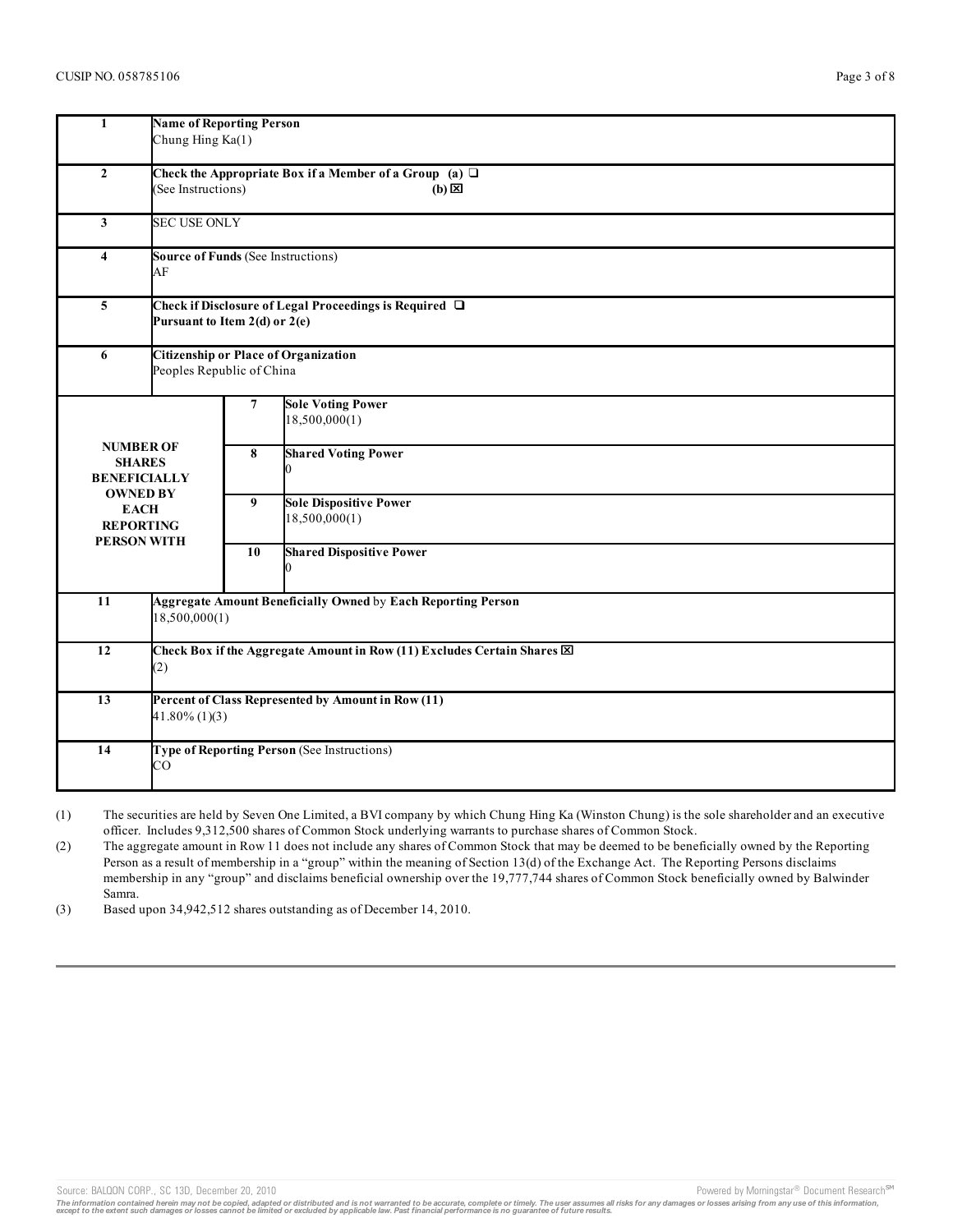CUSIP NO. 058785106

| | | | |
|---|---|---|---|
| 1 | **Name of Reporting Person**<br>Chung Hing Ka(1) | | |
| 2 | **Check the Appropriate Box if a Member of a Group** (a) ❑<br>(See Instructions) (b) ☒ | | |
| 3 | SEC USE ONLY | | |
| 4 | **Source of Funds** (See Instructions)<br>AF | | |
| 5 | **Check if Disclosure of Legal Proceedings is Required** ❑<br>**Pursuant to Item 2(d) or 2(e)** | | |
| 6 | **Citizenship or Place of Organization**<br>Peoples Republic of China | | |
| **NUMBER OF SHARES BENEFICIALLY OWNED BY EACH REPORTING PERSON WITH** | | 7 | **Sole Voting Power**<br>18,500,000(1) |
| | | 8 | **Shared Voting Power**<br>0 |
| | | 9 | **Sole Dispositive Power**<br>18,500,000(1) |
| | | 10 | **Shared Dispositive Power**<br>0 |
| 11 | **Aggregate Amount Beneficially Owned** by **Each Reporting Person**<br>18,500,000(1) | | |
| 12 | **Check Box if the Aggregate Amount in Row (11) Excludes Certain Shares** ☒<br>(2) | | |
| 13 | **Percent of Class Represented by Amount in Row (11)**<br>41.80% (1)(3) | | |
| 14 | **Type of Reporting Person** (See Instructions)<br>CO | | |

(1) The securities are held by Seven One Limited, a BVI company by which Chung Hing Ka (Winston Chung) is the sole shareholder and an executive officer. Includes 9,312,500 shares of Common Stock underlying warrants to purchase shares of Common Stock.

(2) The aggregate amount in Row 11 does not include any shares of Common Stock that may be deemed to be beneficially owned by the Reporting Person as a result of membership in a "group" within the meaning of Section 13(d) of the Exchange Act. The Reporting Persons disclaims membership in any "group" and disclaims beneficial ownership over the 19,777,744 shares of Common Stock beneficially owned by Balwinder Samra.

(3) Based upon 34,942,512 shares outstanding as of December 14, 2010.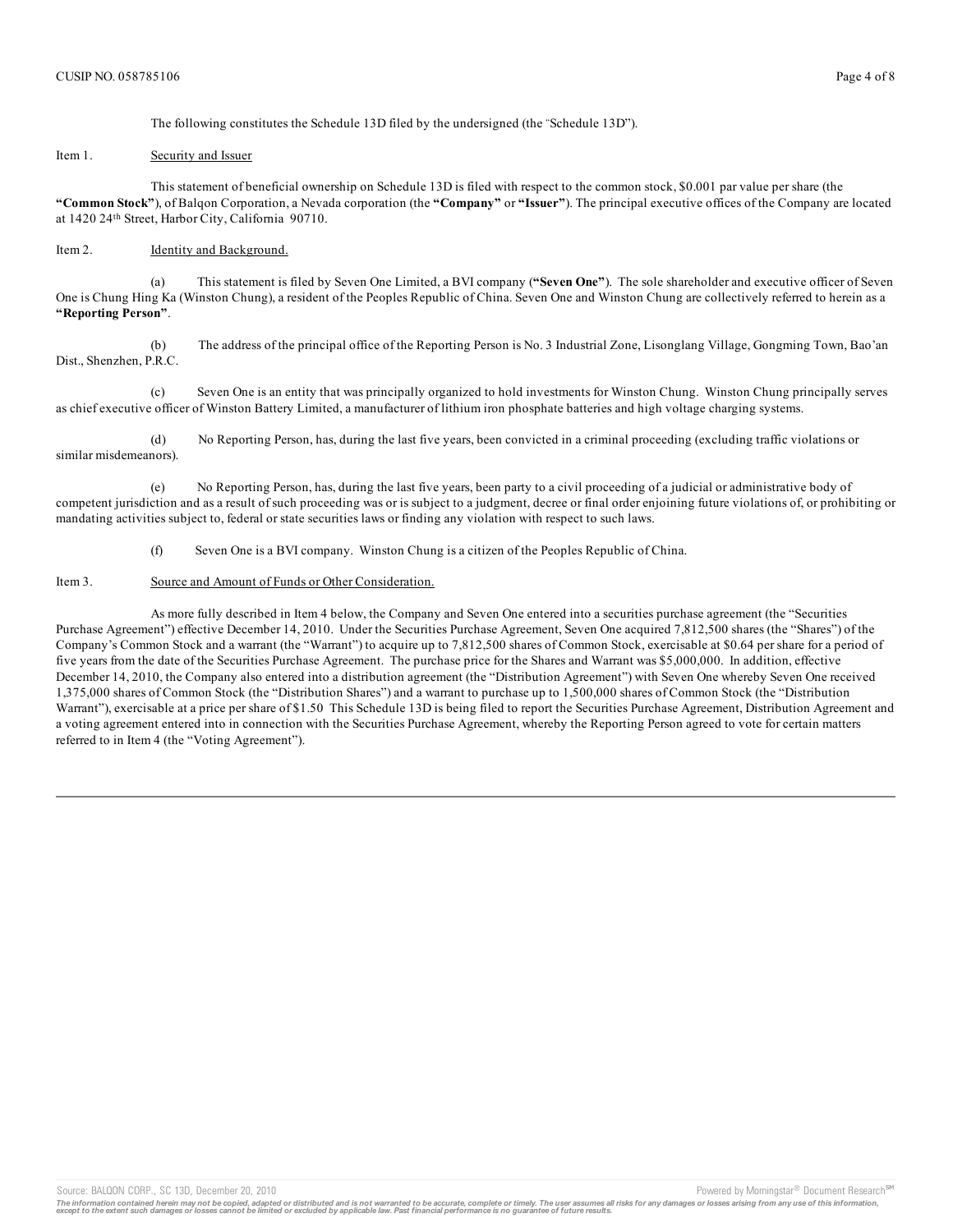The following constitutes the Schedule 13D filed by the undersigned (the "Schedule 13D").

Item 1. Security and Issuer

This statement of beneficial ownership on Schedule 13D is filed with respect to the common stock, $0.001 par value per share (the **"Common Stock"**), of Balqon Corporation, a Nevada corporation (the **"Company"** or **"Issuer"**). The principal executive offices of the Company are located at 1420 24th Street, Harbor City, California 90710.

Item 2. Identity and Background.

(a) This statement is filed by Seven One Limited, a BVI company (**"Seven One"**). The sole shareholder and executive officer of Seven One is Chung Hing Ka (Winston Chung), a resident of the Peoples Republic of China. Seven One and Winston Chung are collectively referred to herein as a **"Reporting Person"**.

(b) The address of the principal office of the Reporting Person is No. 3 Industrial Zone, Lisonglang Village, Gongming Town, Bao'an Dist., Shenzhen, P.R.C.

(c) Seven One is an entity that was principally organized to hold investments for Winston Chung. Winston Chung principally serves as chief executive officer of Winston Battery Limited, a manufacturer of lithium iron phosphate batteries and high voltage charging systems.

(d) No Reporting Person, has, during the last five years, been convicted in a criminal proceeding (excluding traffic violations or similar misdemeanors).

(e) No Reporting Person, has, during the last five years, been party to a civil proceeding of a judicial or administrative body of competent jurisdiction and as a result of such proceeding was or is subject to a judgment, decree or final order enjoining future violations of, or prohibiting or mandating activities subject to, federal or state securities laws or finding any violation with respect to such laws.

(f) Seven One is a BVI company. Winston Chung is a citizen of the Peoples Republic of China.

Item 3. Source and Amount of Funds or Other Consideration.

As more fully described in Item 4 below, the Company and Seven One entered into a securities purchase agreement (the "Securities Purchase Agreement") effective December 14, 2010. Under the Securities Purchase Agreement, Seven One acquired 7,812,500 shares (the "Shares") of the Company's Common Stock and a warrant (the "Warrant") to acquire up to 7,812,500 shares of Common Stock, exercisable at $0.64 per share for a period of five years from the date of the Securities Purchase Agreement. The purchase price for the Shares and Warrant was $5,000,000. In addition, effective December 14, 2010, the Company also entered into a distribution agreement (the "Distribution Agreement") with Seven One whereby Seven One received 1,375,000 shares of Common Stock (the "Distribution Shares") and a warrant to purchase up to 1,500,000 shares of Common Stock (the "Distribution Warrant"), exercisable at a price per share of $1.50 This Schedule 13D is being filed to report the Securities Purchase Agreement, Distribution Agreement and a voting agreement entered into in connection with the Securities Purchase Agreement, whereby the Reporting Person agreed to vote for certain matters referred to in Item 4 (the "Voting Agreement").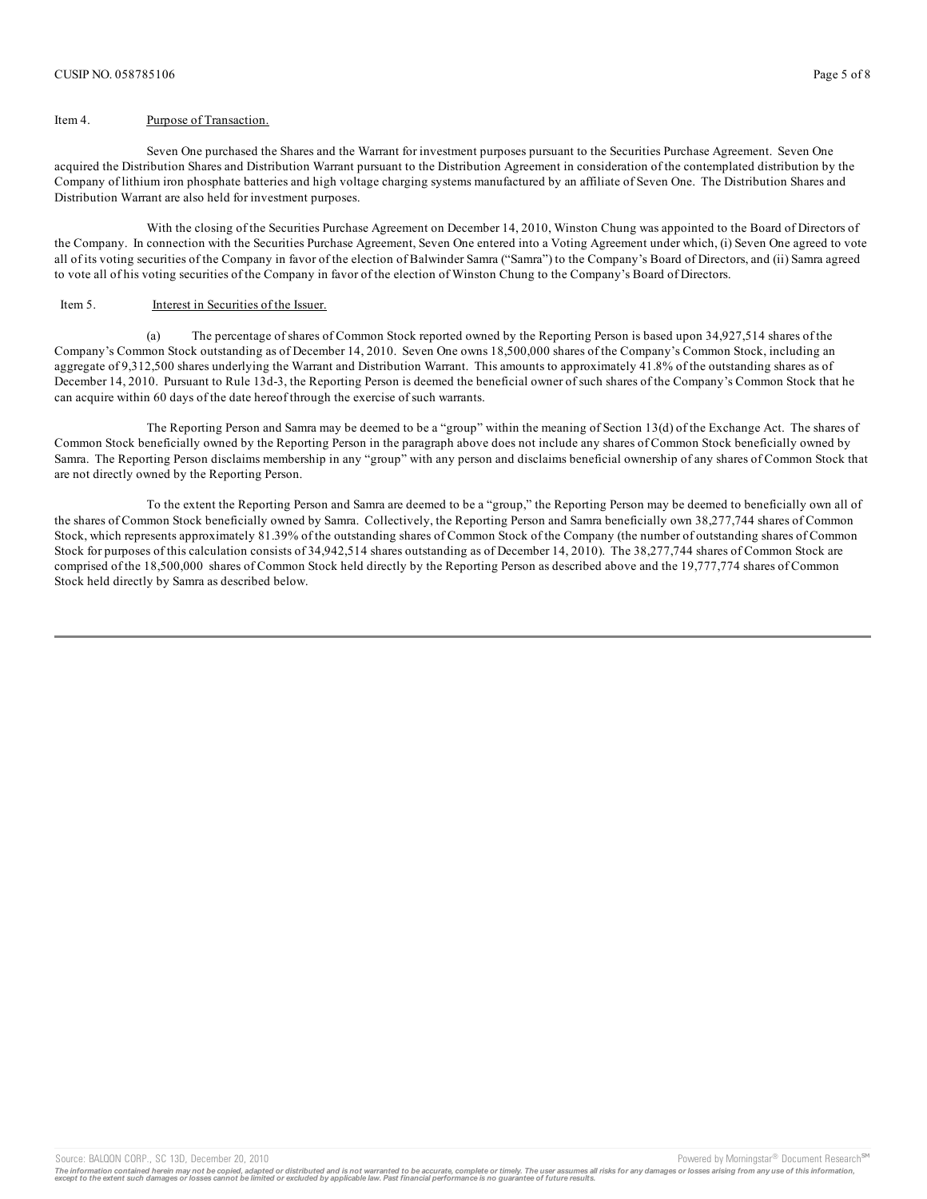Item 4. Purpose of Transaction.

Seven One purchased the Shares and the Warrant for investment purposes pursuant to the Securities Purchase Agreement. Seven One acquired the Distribution Shares and Distribution Warrant pursuant to the Distribution Agreement in consideration of the contemplated distribution by the Company of lithium iron phosphate batteries and high voltage charging systems manufactured by an affiliate of Seven One. The Distribution Shares and Distribution Warrant are also held for investment purposes.

With the closing of the Securities Purchase Agreement on December 14, 2010, Winston Chung was appointed to the Board of Directors of the Company. In connection with the Securities Purchase Agreement, Seven One entered into a Voting Agreement under which, (i) Seven One agreed to vote all of its voting securities of the Company in favor of the election of Balwinder Samra ("Samra") to the Company's Board of Directors, and (ii) Samra agreed to vote all of his voting securities of the Company in favor of the election of Winston Chung to the Company's Board of Directors.

Item 5. Interest in Securities of the Issuer.

(a) The percentage of shares of Common Stock reported owned by the Reporting Person is based upon 34,927,514 shares of the Company's Common Stock outstanding as of December 14, 2010. Seven One owns 18,500,000 shares of the Company's Common Stock, including an aggregate of 9,312,500 shares underlying the Warrant and Distribution Warrant. This amounts to approximately 41.8% of the outstanding shares as of December 14, 2010. Pursuant to Rule 13d-3, the Reporting Person is deemed the beneficial owner of such shares of the Company's Common Stock that he can acquire within 60 days of the date hereof through the exercise of such warrants.

The Reporting Person and Samra may be deemed to be a "group" within the meaning of Section 13(d) of the Exchange Act. The shares of Common Stock beneficially owned by the Reporting Person in the paragraph above does not include any shares of Common Stock beneficially owned by Samra. The Reporting Person disclaims membership in any "group" with any person and disclaims beneficial ownership of any shares of Common Stock that are not directly owned by the Reporting Person.

To the extent the Reporting Person and Samra are deemed to be a "group," the Reporting Person may be deemed to beneficially own all of the shares of Common Stock beneficially owned by Samra. Collectively, the Reporting Person and Samra beneficially own 38,277,744 shares of Common Stock, which represents approximately 81.39% of the outstanding shares of Common Stock of the Company (the number of outstanding shares of Common Stock for purposes of this calculation consists of 34,942,514 shares outstanding as of December 14, 2010). The 38,277,744 shares of Common Stock are comprised of the 18,500,000 shares of Common Stock held directly by the Reporting Person as described above and the 19,777,774 shares of Common Stock held directly by Samra as described below.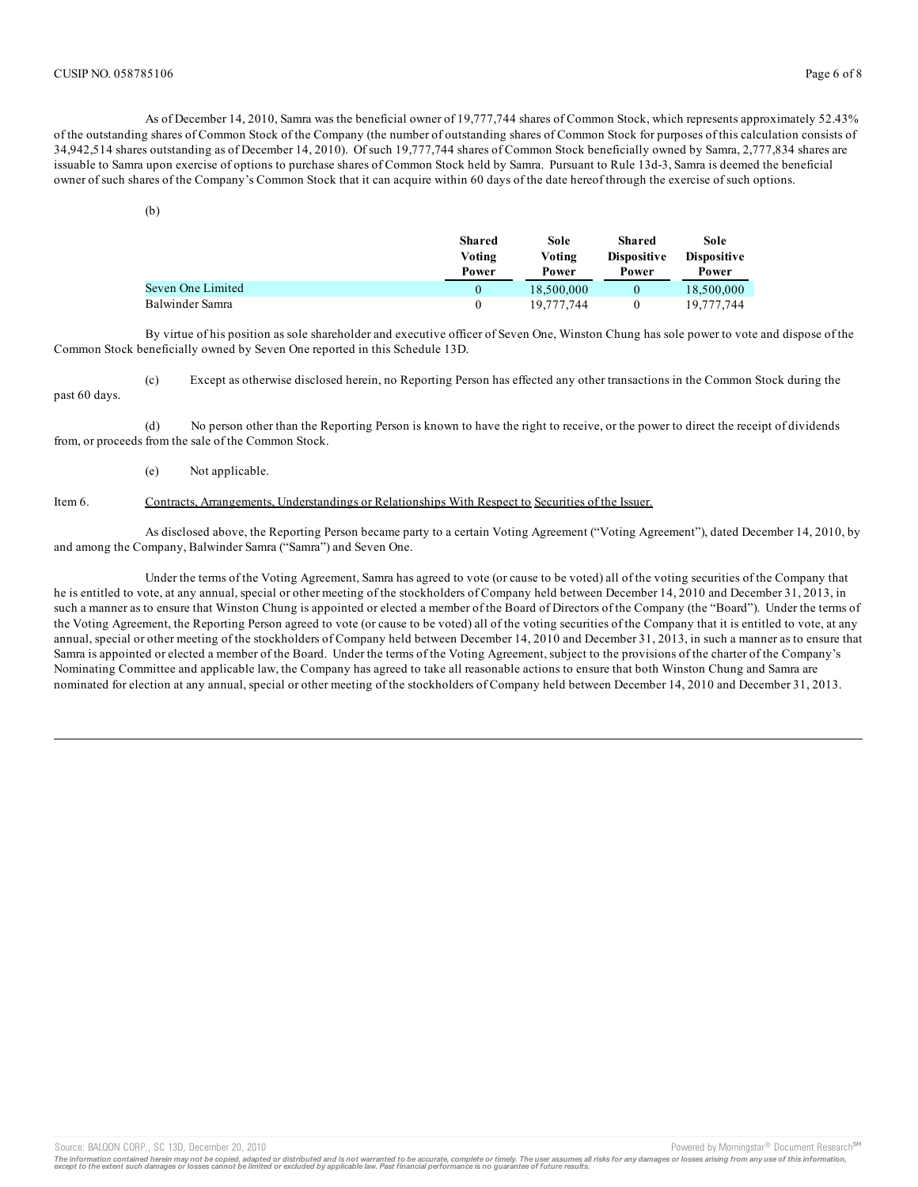As of December 14, 2010, Samra was the beneficial owner of 19,777,744 shares of Common Stock, which represents approximately 52.43% of the outstanding shares of Common Stock of the Company (the number of outstanding shares of Common Stock for purposes of this calculation consists of 34,942,514 shares outstanding as of December 14, 2010). Of such 19,777,744 shares of Common Stock beneficially owned by Samra, 2,777,834 shares are issuable to Samra upon exercise of options to purchase shares of Common Stock held by Samra. Pursuant to Rule 13d-3, Samra is deemed the beneficial owner of such shares of the Company's Common Stock that it can acquire within 60 days of the date hereof through the exercise of such options.

(b)

| | Shared Voting Power | Sole Voting Power | Shared Dispositive Power | Sole Dispositive Power |
|---|---|---|---|---|
| Seven One Limited | 0 | 18,500,000 | 0 | 18,500,000 |
| Balwinder Samra | 0 | 19,777,744 | 0 | 19,777,744 |

By virtue of his position as sole shareholder and executive officer of Seven One, Winston Chung has sole power to vote and dispose of the Common Stock beneficially owned by Seven One reported in this Schedule 13D.

(c) Except as otherwise disclosed herein, no Reporting Person has effected any other transactions in the Common Stock during the past 60 days.

(d) No person other than the Reporting Person is known to have the right to receive, or the power to direct the receipt of dividends from, or proceeds from the sale of the Common Stock.

(e) Not applicable.

Item 6. Contracts, Arrangements, Understandings or Relationships With Respect to Securities of the Issuer.

As disclosed above, the Reporting Person became party to a certain Voting Agreement ("Voting Agreement"), dated December 14, 2010, by and among the Company, Balwinder Samra ("Samra") and Seven One.

Under the terms of the Voting Agreement, Samra has agreed to vote (or cause to be voted) all of the voting securities of the Company that he is entitled to vote, at any annual, special or other meeting of the stockholders of Company held between December 14, 2010 and December 31, 2013, in such a manner as to ensure that Winston Chung is appointed or elected a member of the Board of Directors of the Company (the "Board"). Under the terms of the Voting Agreement, the Reporting Person agreed to vote (or cause to be voted) all of the voting securities of the Company that it is entitled to vote, at any annual, special or other meeting of the stockholders of Company held between December 14, 2010 and December 31, 2013, in such a manner as to ensure that Samra is appointed or elected a member of the Board. Under the terms of the Voting Agreement, subject to the provisions of the charter of the Company's Nominating Committee and applicable law, the Company has agreed to take all reasonable actions to ensure that both Winston Chung and Samra are nominated for election at any annual, special or other meeting of the stockholders of Company held between December 14, 2010 and December 31, 2013.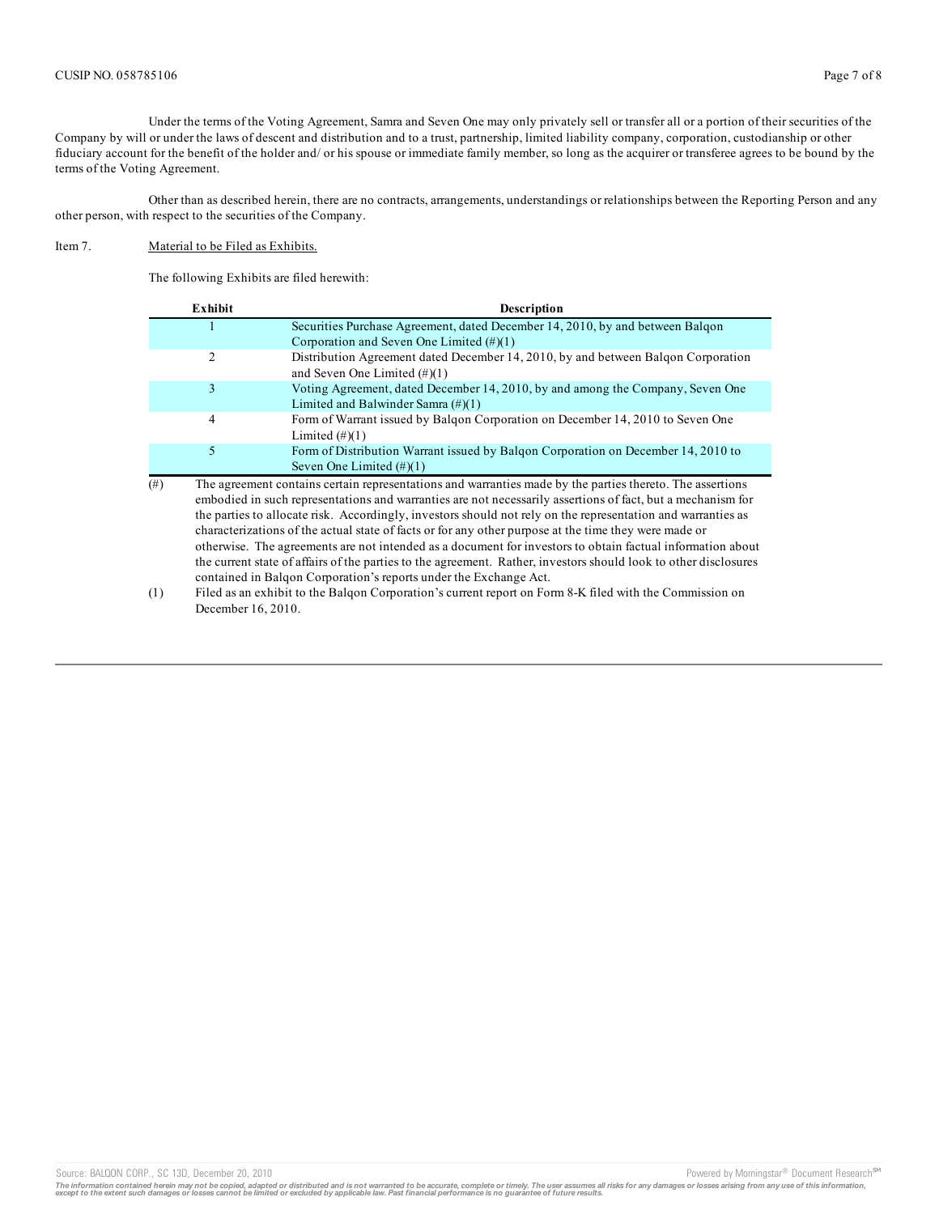Under the terms of the Voting Agreement, Samra and Seven One may only privately sell or transfer all or a portion of their securities of the Company by will or under the laws of descent and distribution and to a trust, partnership, limited liability company, corporation, custodianship or other fiduciary account for the benefit of the holder and/ or his spouse or immediate family member, so long as the acquirer or transferee agrees to be bound by the terms of the Voting Agreement.

Other than as described herein, there are no contracts, arrangements, understandings or relationships between the Reporting Person and any other person, with respect to the securities of the Company.

Item 7. Material to be Filed as Exhibits.

The following Exhibits are filed herewith:

| Exhibit | Description |
| --- | --- |
| 1 | Securities Purchase Agreement, dated December 14, 2010, by and between Balqon Corporation and Seven One Limited (#)(1) |
| 2 | Distribution Agreement dated December 14, 2010, by and between Balqon Corporation and Seven One Limited (#)(1) |
| 3 | Voting Agreement, dated December 14, 2010, by and among the Company, Seven One Limited and Balwinder Samra (#)(1) |
| 4 | Form of Warrant issued by Balqon Corporation on December 14, 2010 to Seven One Limited (#)(1) |
| 5 | Form of Distribution Warrant issued by Balqon Corporation on December 14, 2010 to Seven One Limited (#)(1) |

(#) The agreement contains certain representations and warranties made by the parties thereto. The assertions embodied in such representations and warranties are not necessarily assertions of fact, but a mechanism for the parties to allocate risk. Accordingly, investors should not rely on the representation and warranties as characterizations of the actual state of facts or for any other purpose at the time they were made or otherwise. The agreements are not intended as a document for investors to obtain factual information about the current state of affairs of the parties to the agreement. Rather, investors should look to other disclosures contained in Balqon Corporation's reports under the Exchange Act.

(1) Filed as an exhibit to the Balqon Corporation's current report on Form 8-K filed with the Commission on December 16, 2010.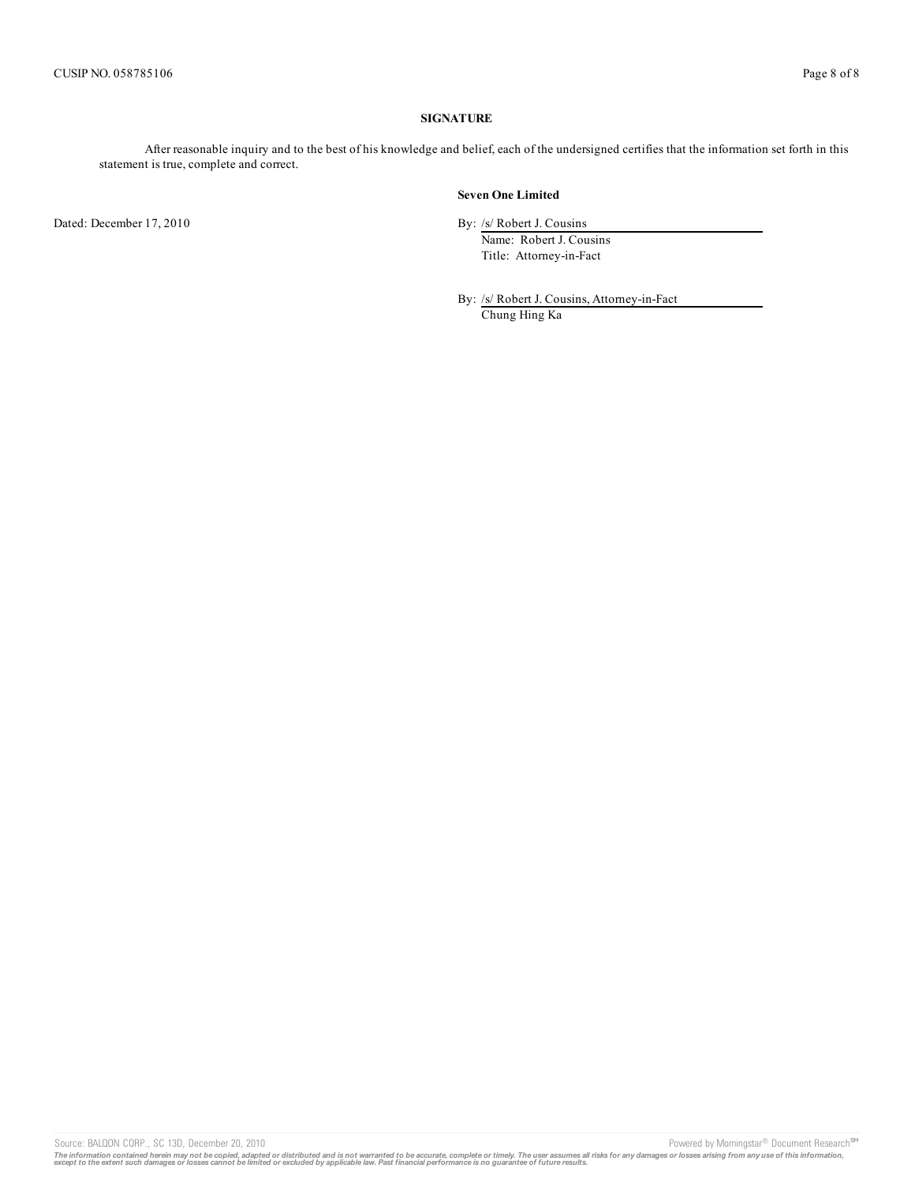## SIGNATURE

After reasonable inquiry and to the best of his knowledge and belief, each of the undersigned certifies that the information set forth in this statement is true, complete and correct.

**Seven One Limited**

Dated: December 17, 2010

By: /s/ Robert J. Cousins
Name: Robert J. Cousins
Title: Attorney-in-Fact

By: /s/ Robert J. Cousins, Attorney-in-Fact
Chung Hing Ka